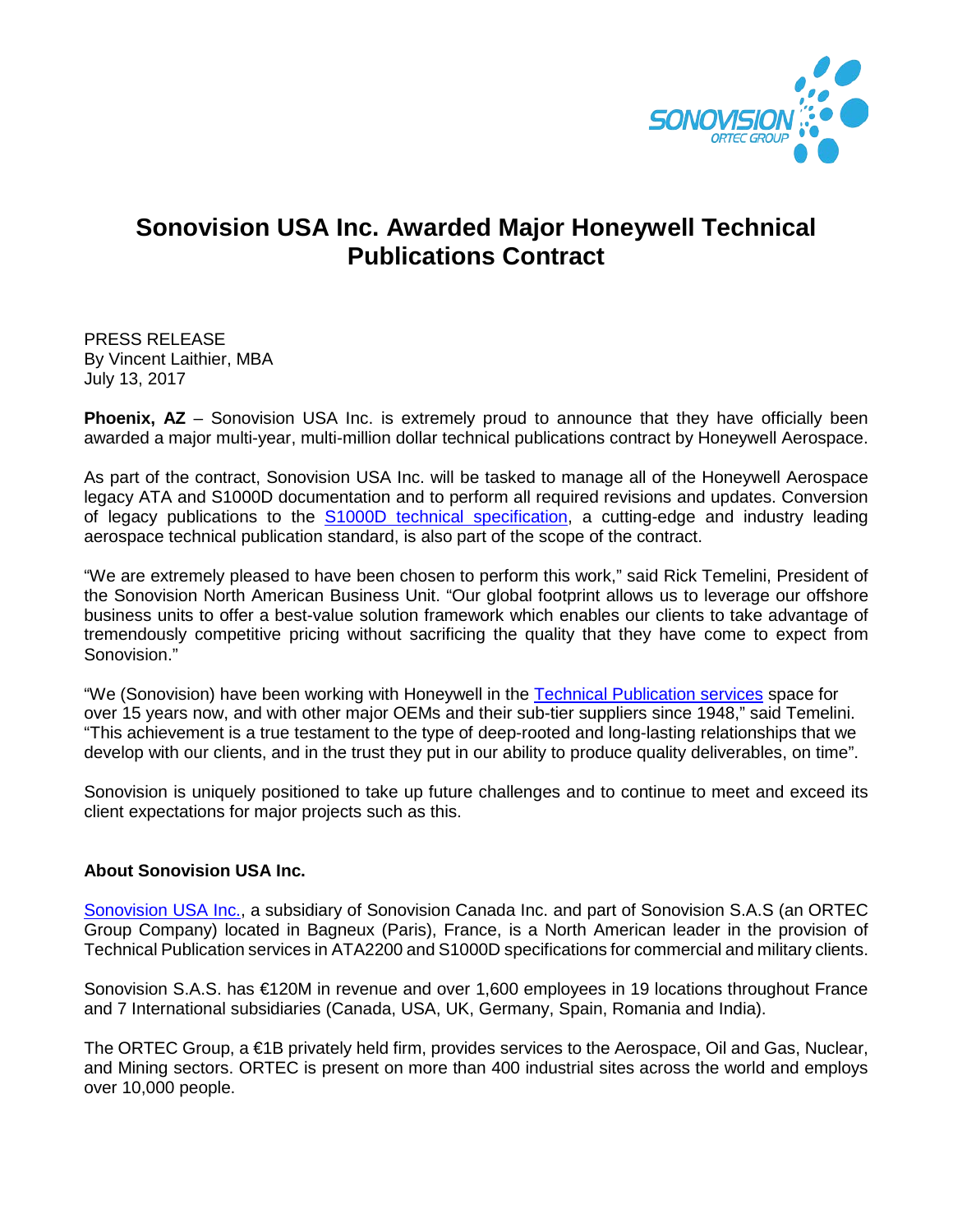# Sonovision USA Inc. Awarded Major Honeywell Technical Publications Contract

PRESS RELEASE
By Vincent Laithier, MBA
July 13, 2017

**Phoenix, AZ** – Sonovision USA Inc. is extremely proud to announce that they have officially been awarded a major multi-year, multi-million dollar technical publications contract by Honeywell Aerospace.

As part of the contract, Sonovision USA Inc. will be tasked to manage all of the Honeywell Aerospace legacy ATA and S1000D documentation and to perform all required revisions and updates. Conversion of legacy publications to the S1000D technical specification, a cutting-edge and industry leading aerospace technical publication standard, is also part of the scope of the contract.

"We are extremely pleased to have been chosen to perform this work," said Rick Temelini, President of the Sonovision North American Business Unit. "Our global footprint allows us to leverage our offshore business units to offer a best-value solution framework which enables our clients to take advantage of tremendously competitive pricing without sacrificing the quality that they have come to expect from Sonovision."

"We (Sonovision) have been working with Honeywell in the Technical Publication services space for over 15 years now, and with other major OEMs and their sub-tier suppliers since 1948," said Temelini. "This achievement is a true testament to the type of deep-rooted and long-lasting relationships that we develop with our clients, and in the trust they put in our ability to produce quality deliverables, on time".

Sonovision is uniquely positioned to take up future challenges and to continue to meet and exceed its client expectations for major projects such as this.

**About Sonovision USA Inc.**

Sonovision USA Inc., a subsidiary of Sonovision Canada Inc. and part of Sonovision S.A.S (an ORTEC Group Company) located in Bagneux (Paris), France, is a North American leader in the provision of Technical Publication services in ATA2200 and S1000D specifications for commercial and military clients.

Sonovision S.A.S. has €120M in revenue and over 1,600 employees in 19 locations throughout France and 7 International subsidiaries (Canada, USA, UK, Germany, Spain, Romania and India).

The ORTEC Group, a €1B privately held firm, provides services to the Aerospace, Oil and Gas, Nuclear, and Mining sectors. ORTEC is present on more than 400 industrial sites across the world and employs over 10,000 people.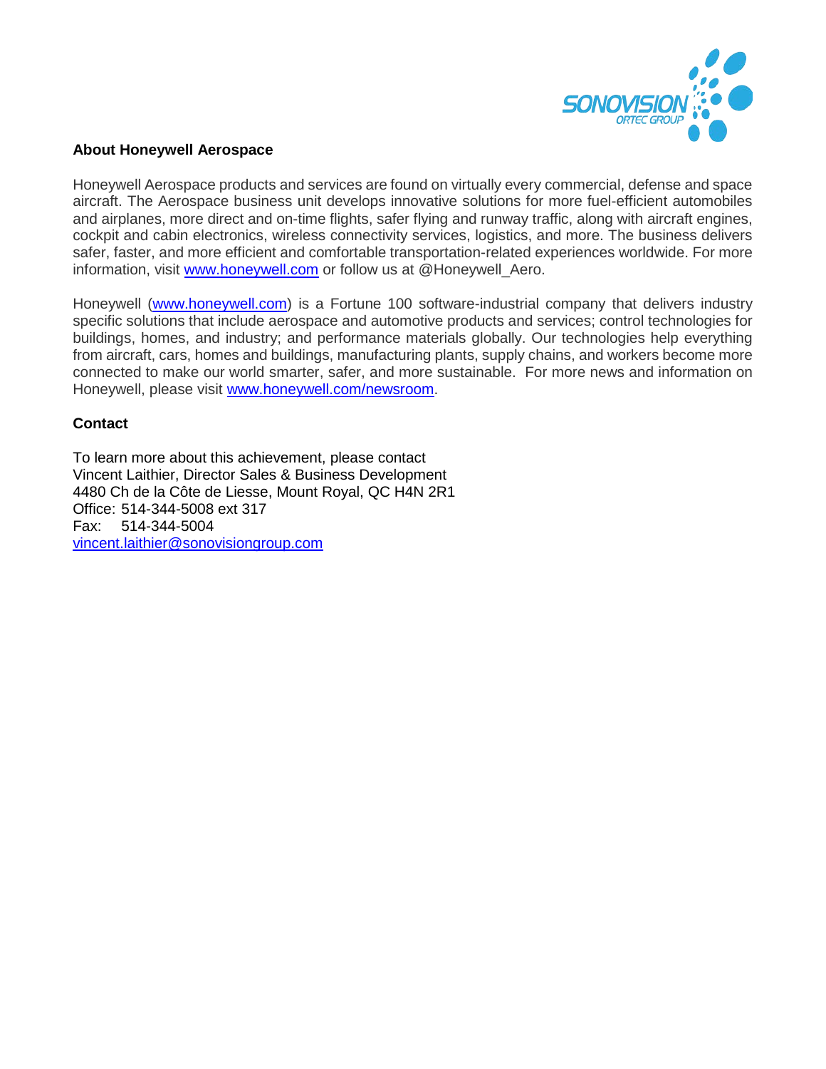**About Honeywell Aerospace**

Honeywell Aerospace products and services are found on virtually every commercial, defense and space aircraft. The Aerospace business unit develops innovative solutions for more fuel-efficient automobiles and airplanes, more direct and on-time flights, safer flying and runway traffic, along with aircraft engines, cockpit and cabin electronics, wireless connectivity services, logistics, and more. The business delivers safer, faster, and more efficient and comfortable transportation-related experiences worldwide. For more information, visit [www.honeywell.com](http://www.honeywell.com) or follow us at @Honeywell_Aero.

Honeywell ([www.honeywell.com](http://www.honeywell.com)) is a Fortune 100 software-industrial company that delivers industry specific solutions that include aerospace and automotive products and services; control technologies for buildings, homes, and industry; and performance materials globally. Our technologies help everything from aircraft, cars, homes and buildings, manufacturing plants, supply chains, and workers become more connected to make our world smarter, safer, and more sustainable. For more news and information on Honeywell, please visit [www.honeywell.com/newsroom](http://www.honeywell.com/newsroom).

**Contact**

To learn more about this achievement, please contact
Vincent Laithier, Director Sales & Business Development
4480 Ch de la Côte de Liesse, Mount Royal, QC H4N 2R1
Office: 514-344-5008 ext 317
Fax: 514-344-5004
[vincent.laithier@sonovisiongroup.com](mailto:vincent.laithier@sonovisiongroup.com)